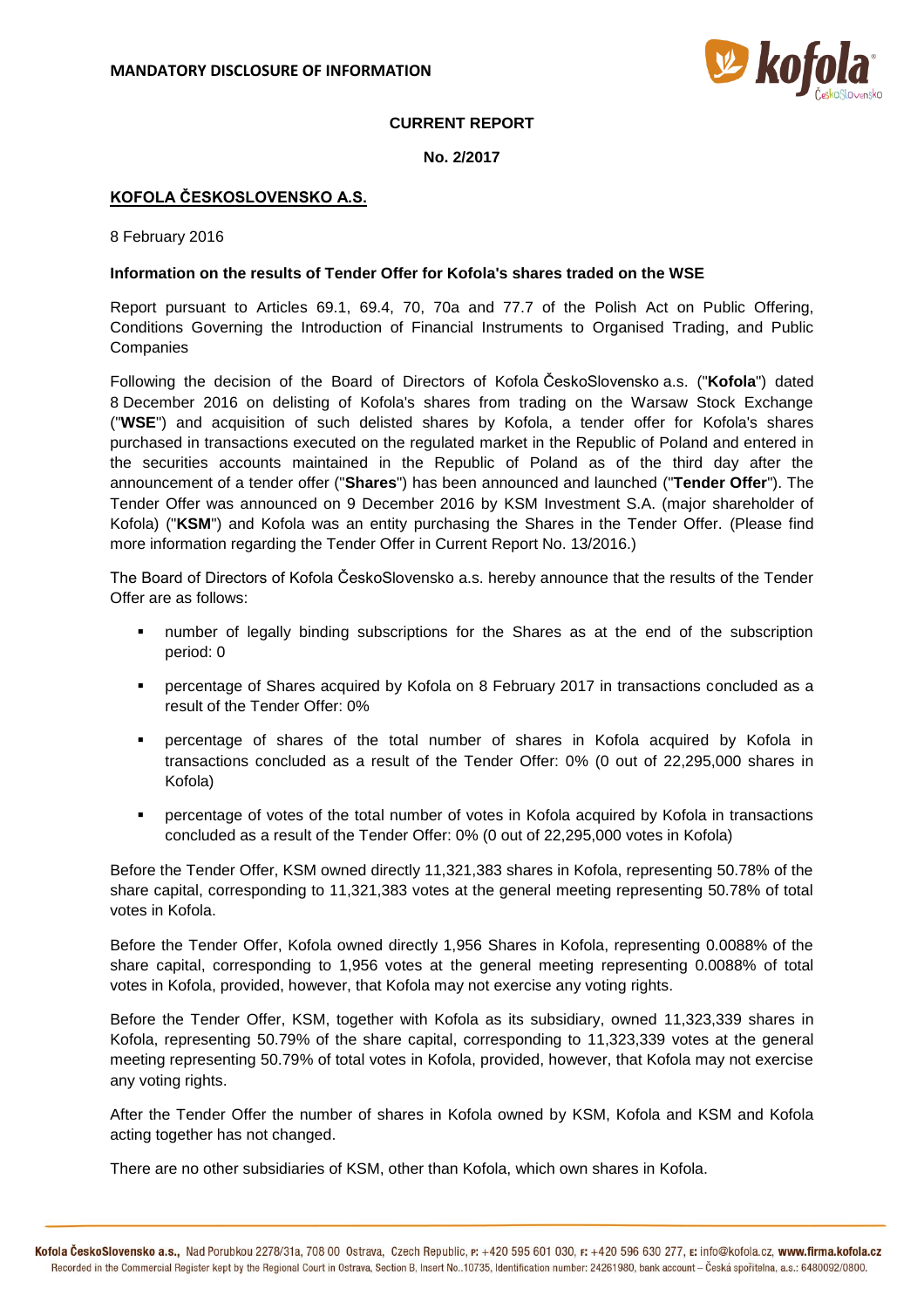**MANDATORY DISCLOSURE OF INFORMATION**

**CURRENT REPORT**

**No. 2/2017**

**KOFOLA ČESKOSLOVENSKO A.S.**

8 February 2016

**Information on the results of Tender Offer for Kofola's shares traded on the WSE**

Report pursuant to Articles 69.1, 69.4, 70, 70a and 77.7 of the Polish Act on Public Offering, Conditions Governing the Introduction of Financial Instruments to Organised Trading, and Public Companies

Following the decision of the Board of Directors of Kofola ČeskoSlovensko a.s. ("**Kofola**") dated 8 December 2016 on delisting of Kofola's shares from trading on the Warsaw Stock Exchange ("**WSE**") and acquisition of such delisted shares by Kofola, a tender offer for Kofola's shares purchased in transactions executed on the regulated market in the Republic of Poland and entered in the securities accounts maintained in the Republic of Poland as of the third day after the announcement of a tender offer ("**Shares**") has been announced and launched ("**Tender Offer**"). The Tender Offer was announced on 9 December 2016 by KSM Investment S.A. (major shareholder of Kofola) ("**KSM**") and Kofola was an entity purchasing the Shares in the Tender Offer. (Please find more information regarding the Tender Offer in Current Report No. 13/2016.)

The Board of Directors of Kofola ČeskoSlovensko a.s. hereby announce that the results of the Tender Offer are as follows:

- number of legally binding subscriptions for the Shares as at the end of the subscription period: 0
- percentage of Shares acquired by Kofola on 8 February 2017 in transactions concluded as a result of the Tender Offer: 0%
- percentage of shares of the total number of shares in Kofola acquired by Kofola in transactions concluded as a result of the Tender Offer: 0% (0 out of 22,295,000 shares in Kofola)
- percentage of votes of the total number of votes in Kofola acquired by Kofola in transactions concluded as a result of the Tender Offer: 0% (0 out of 22,295,000 votes in Kofola)

Before the Tender Offer, KSM owned directly 11,321,383 shares in Kofola, representing 50.78% of the share capital, corresponding to 11,321,383 votes at the general meeting representing 50.78% of total votes in Kofola.

Before the Tender Offer, Kofola owned directly 1,956 Shares in Kofola, representing 0.0088% of the share capital, corresponding to 1,956 votes at the general meeting representing 0.0088% of total votes in Kofola, provided, however, that Kofola may not exercise any voting rights.

Before the Tender Offer, KSM, together with Kofola as its subsidiary, owned 11,323,339 shares in Kofola, representing 50.79% of the share capital, corresponding to 11,323,339 votes at the general meeting representing 50.79% of total votes in Kofola, provided, however, that Kofola may not exercise any voting rights.

After the Tender Offer the number of shares in Kofola owned by KSM, Kofola and KSM and Kofola acting together has not changed.

There are no other subsidiaries of KSM, other than Kofola, which own shares in Kofola.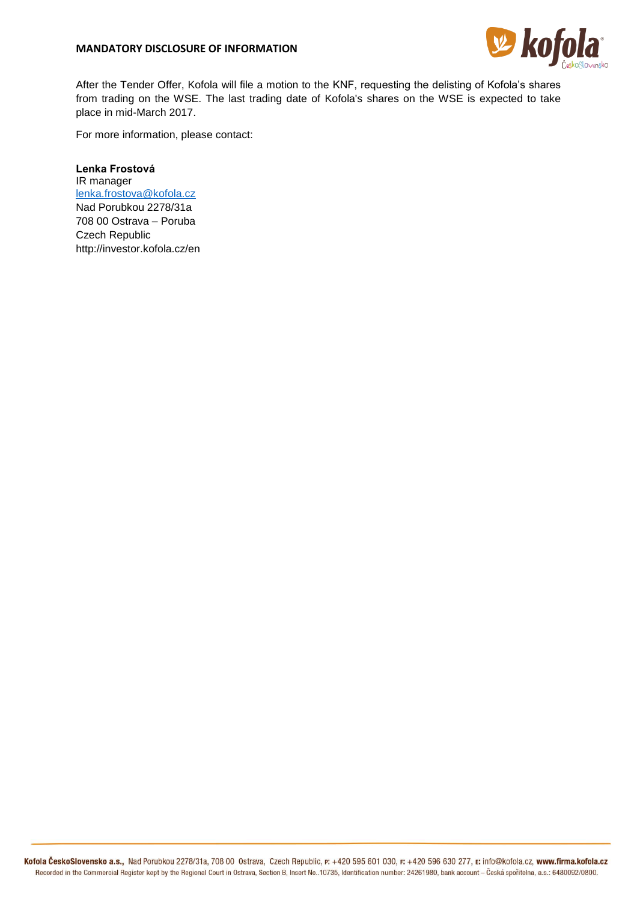After the Tender Offer, Kofola will file a motion to the KNF, requesting the delisting of Kofola's shares from trading on the WSE. The last trading date of Kofola's shares on the WSE is expected to take place in mid-March 2017.

For more information, please contact:

**Lenka Frostová**
IR manager
lenka.frostova@kofola.cz
Nad Porubkou 2278/31a
708 00 Ostrava – Poruba
Czech Republic
http://investor.kofola.cz/en